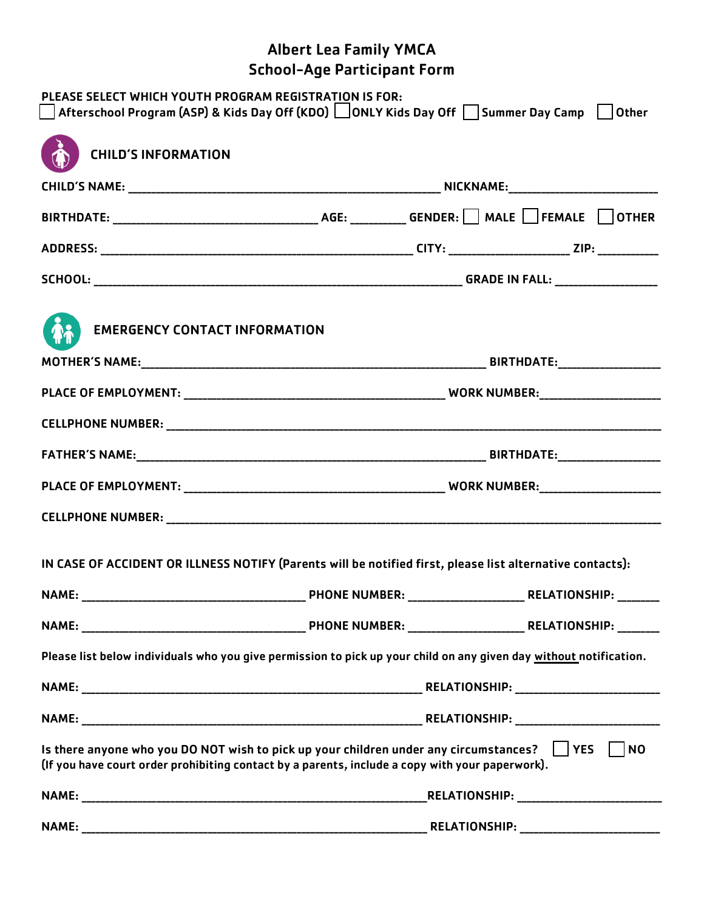# Albert Lea Family YMCA
## School-Age Participant Form

**PLEASE SELECT WHICH YOUTH PROGRAM REGISTRATION IS FOR:**

☐ Afterschool Program (ASP) & Kids Day Off (KDO) ☐ ONLY Kids Day Off ☐ Summer Day Camp ☐ Other

### CHILD'S INFORMATION

**CHILD'S NAME:** ______________________________________________ **NICKNAME:** ______________________

**BIRTHDATE:** ______________________________ **AGE:** ________ **GENDER:** ☐ MALE ☐ FEMALE ☐ OTHER

**ADDRESS:** ______________________________________________ **CITY:** __________________ **ZIP:** _________

**SCHOOL:** _______________________________________________________ **GRADE IN FALL:** _______________

### EMERGENCY CONTACT INFORMATION

**MOTHER'S NAME:** ___________________________________________________ **BIRTHDATE:** _______________

**PLACE OF EMPLOYMENT:** _______________________________________ **WORK NUMBER:** __________________

**CELLPHONE NUMBER:** __________________________________________________________________________

**FATHER'S NAME:** ____________________________________________________ **BIRTHDATE:** _______________

**PLACE OF EMPLOYMENT:** _______________________________________ **WORK NUMBER:** __________________

**CELLPHONE NUMBER:** __________________________________________________________________________

**IN CASE OF ACCIDENT OR ILLNESS NOTIFY (Parents will be notified first, please list alternative contacts):**

**NAME:** ________________________________ **PHONE NUMBER:** _________________ **RELATIONSHIP:** ______

**NAME:** ________________________________ **PHONE NUMBER:** _________________ **RELATIONSHIP:** ______

**Please list below individuals who you give permission to pick up your child on any given day <u>without</u> notification.**

**NAME:** ___________________________________________________ **RELATIONSHIP:** ______________________

**NAME:** ___________________________________________________ **RELATIONSHIP:** ______________________

**Is there anyone who you DO NOT wish to pick up your children under any circumstances?** ☐ YES ☐ NO
**(If you have court order prohibiting contact by a parents, include a copy with your paperwork).**

**NAME:** ___________________________________________________ **RELATIONSHIP:** ______________________

**NAME:** ___________________________________________________ **RELATIONSHIP:** ______________________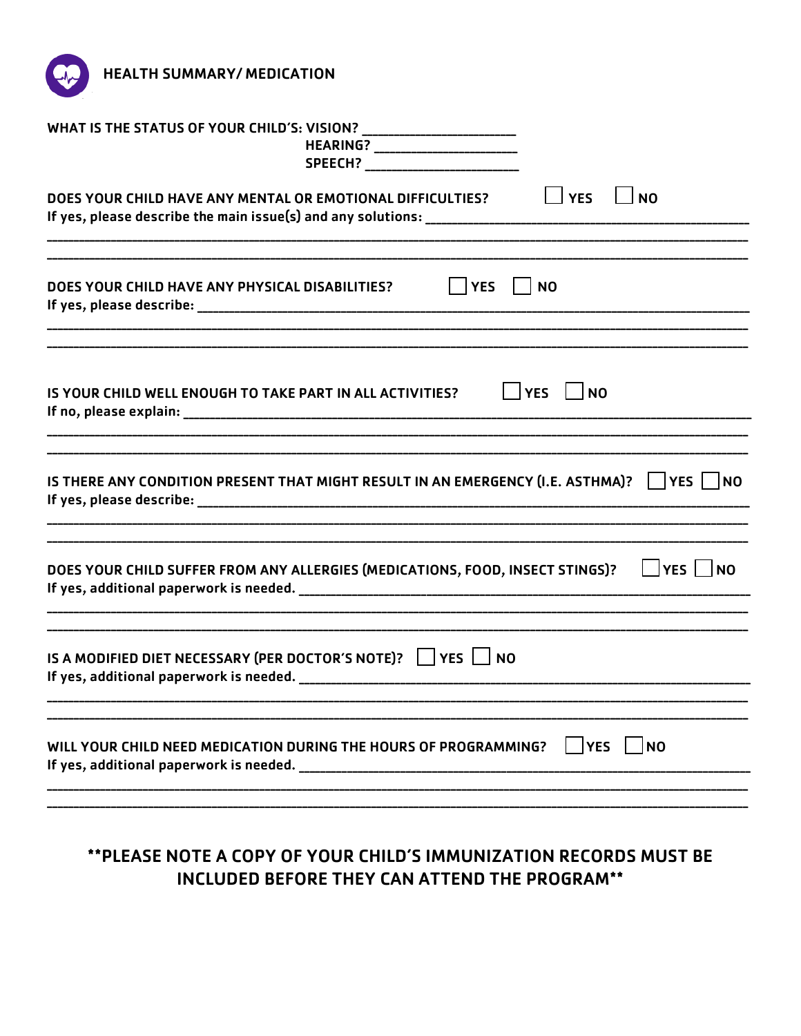## HEALTH SUMMARY/ MEDICATION

WHAT IS THE STATUS OF YOUR CHILD'S: VISION? ____________________
HEARING? ____________________
SPEECH? ____________________

DOES YOUR CHILD HAVE ANY MENTAL OR EMOTIONAL DIFFICULTIES? ☐ YES ☐ NO
If yes, please describe the main issue(s) and any solutions: ____________________________________________

____________________________________________________________________________________________________

____________________________________________________________________________________________________

DOES YOUR CHILD HAVE ANY PHYSICAL DISABILITIES? ☐ YES ☐ NO
If yes, please describe: ____________________________________________________________________________

____________________________________________________________________________________________________

____________________________________________________________________________________________________

IS YOUR CHILD WELL ENOUGH TO TAKE PART IN ALL ACTIVITIES? ☐ YES ☐ NO
If no, please explain: ______________________________________________________________________________

____________________________________________________________________________________________________

____________________________________________________________________________________________________

IS THERE ANY CONDITION PRESENT THAT MIGHT RESULT IN AN EMERGENCY (I.E. ASTHMA)? ☐ YES ☐ NO
If yes, please describe: ____________________________________________________________________________

____________________________________________________________________________________________________

____________________________________________________________________________________________________

DOES YOUR CHILD SUFFER FROM ANY ALLERGIES (MEDICATIONS, FOOD, INSECT STINGS)? ☐ YES ☐ NO
If yes, additional paperwork is needed. ______________________________________________________________

____________________________________________________________________________________________________

____________________________________________________________________________________________________

IS A MODIFIED DIET NECESSARY (PER DOCTOR'S NOTE)? ☐ YES ☐ NO
If yes, additional paperwork is needed. ______________________________________________________________

____________________________________________________________________________________________________

____________________________________________________________________________________________________

WILL YOUR CHILD NEED MEDICATION DURING THE HOURS OF PROGRAMMING? ☐ YES ☐ NO
If yes, additional paperwork is needed. ______________________________________________________________

____________________________________________________________________________________________________

____________________________________________________________________________________________________

**\*\*PLEASE NOTE A COPY OF YOUR CHILD'S IMMUNIZATION RECORDS MUST BE INCLUDED BEFORE THEY CAN ATTEND THE PROGRAM\*\***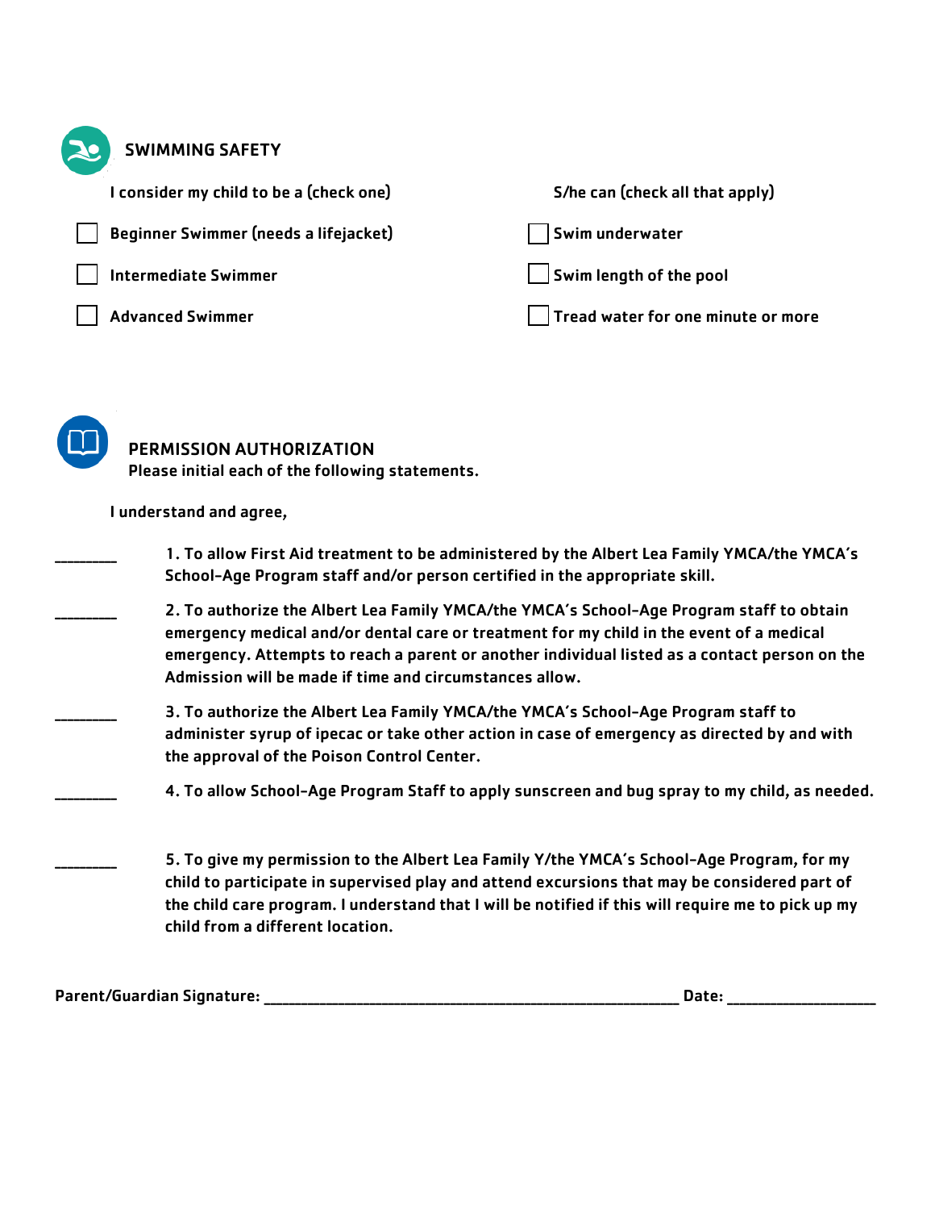## SWIMMING SAFETY

I consider my child to be a (check one)

- ☐ Beginner Swimmer (needs a lifejacket)
- ☐ Intermediate Swimmer
- ☐ Advanced Swimmer

S/he can (check all that apply)

- ☐ Swim underwater
- ☐ Swim length of the pool
- ☐ Tread water for one minute or more

## PERMISSION AUTHORIZATION

**Please initial each of the following statements.**

I understand and agree,

_______ 1. To allow First Aid treatment to be administered by the Albert Lea Family YMCA/the YMCA's School-Age Program staff and/or person certified in the appropriate skill.

_______ 2. To authorize the Albert Lea Family YMCA/the YMCA's School-Age Program staff to obtain emergency medical and/or dental care or treatment for my child in the event of a medical emergency. Attempts to reach a parent or another individual listed as a contact person on the Admission will be made if time and circumstances allow.

_______ 3. To authorize the Albert Lea Family YMCA/the YMCA's School-Age Program staff to administer syrup of ipecac or take other action in case of emergency as directed by and with the approval of the Poison Control Center.

_______ 4. To allow School-Age Program Staff to apply sunscreen and bug spray to my child, as needed.

_______ 5. To give my permission to the Albert Lea Family Y/the YMCA's School-Age Program, for my child to participate in supervised play and attend excursions that may be considered part of the child care program. I understand that I will be notified if this will require me to pick up my child from a different location.

Parent/Guardian Signature: ____________________________________________ Date: ________________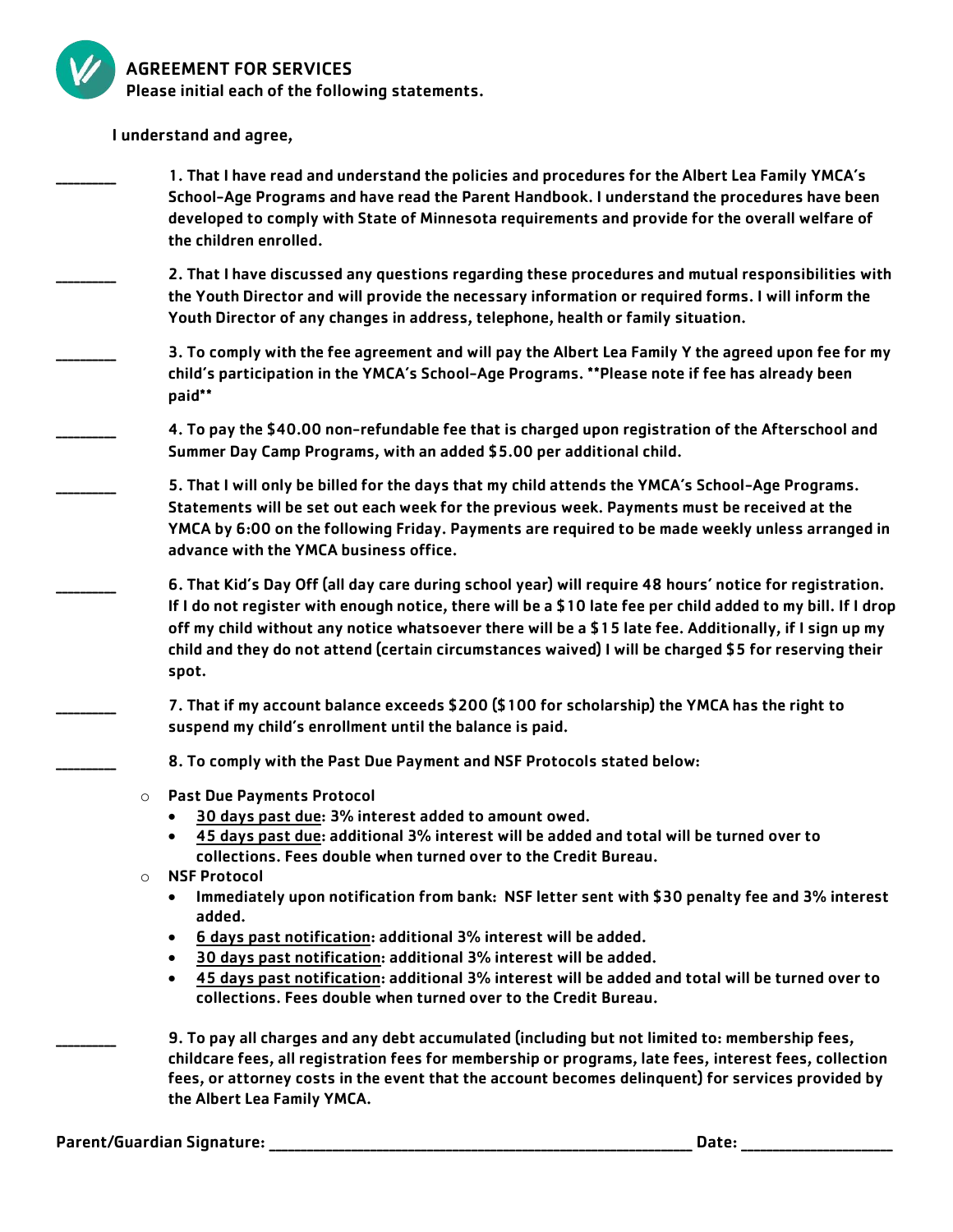## AGREEMENT FOR SERVICES

**Please initial each of the following statements.**

**I understand and agree,**

_______ 1. That I have read and understand the policies and procedures for the Albert Lea Family YMCA's School-Age Programs and have read the Parent Handbook. I understand the procedures have been developed to comply with State of Minnesota requirements and provide for the overall welfare of the children enrolled.

_______ 2. That I have discussed any questions regarding these procedures and mutual responsibilities with the Youth Director and will provide the necessary information or required forms. I will inform the Youth Director of any changes in address, telephone, health or family situation.

_______ 3. To comply with the fee agreement and will pay the Albert Lea Family Y the agreed upon fee for my child's participation in the YMCA's School-Age Programs. **Please note if fee has already been paid**

_______ 4. To pay the $40.00 non-refundable fee that is charged upon registration of the Afterschool and Summer Day Camp Programs, with an added $5.00 per additional child.

_______ 5. That I will only be billed for the days that my child attends the YMCA's School-Age Programs. Statements will be set out each week for the previous week. Payments must be received at the YMCA by 6:00 on the following Friday. Payments are required to be made weekly unless arranged in advance with the YMCA business office.

_______ 6. That Kid's Day Off (all day care during school year) will require 48 hours' notice for registration. If I do not register with enough notice, there will be a $10 late fee per child added to my bill. If I drop off my child without any notice whatsoever there will be a $15 late fee. Additionally, if I sign up my child and they do not attend (certain circumstances waived) I will be charged $5 for reserving their spot.

_______ 7. That if my account balance exceeds $200 ($100 for scholarship) the YMCA has the right to suspend my child's enrollment until the balance is paid.

_______ 8. To comply with the Past Due Payment and NSF Protocols stated below:

- Past Due Payments Protocol
  - <u>30 days past due</u>: 3% interest added to amount owed.
  - <u>45 days past due</u>: additional 3% interest will be added and total will be turned over to collections. Fees double when turned over to the Credit Bureau.
- NSF Protocol
  - Immediately upon notification from bank: NSF letter sent with $30 penalty fee and 3% interest added.
  - <u>6 days past notification</u>: additional 3% interest will be added.
  - <u>30 days past notification</u>: additional 3% interest will be added.
  - <u>45 days past notification</u>: additional 3% interest will be added and total will be turned over to collections. Fees double when turned over to the Credit Bureau.

_______ 9. To pay all charges and any debt accumulated (including but not limited to: membership fees, childcare fees, all registration fees for membership or programs, late fees, interest fees, collection fees, or attorney costs in the event that the account becomes delinquent) for services provided by the Albert Lea Family YMCA.

**Parent/Guardian Signature:** ____________________________________________ **Date:** ________________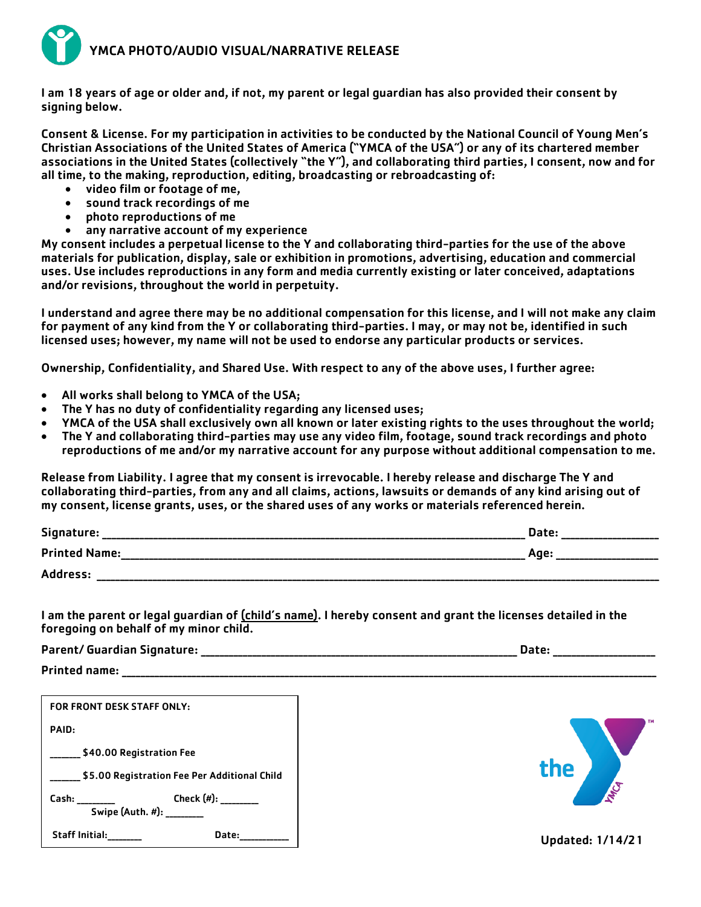# YMCA PHOTO/AUDIO VISUAL/NARRATIVE RELEASE

**I am 18 years of age or older and, if not, my parent or legal guardian has also provided their consent by signing below.**

**Consent & License. For my participation in activities to be conducted by the National Council of Young Men's Christian Associations of the United States of America ("YMCA of the USA") or any of its chartered member associations in the United States (collectively "the Y"), and collaborating third parties, I consent, now and for all time, to the making, reproduction, editing, broadcasting or rebroadcasting of:**

- **video film or footage of me,**
- **sound track recordings of me**
- **photo reproductions of me**
- **any narrative account of my experience**

**My consent includes a perpetual license to the Y and collaborating third-parties for the use of the above materials for publication, display, sale or exhibition in promotions, advertising, education and commercial uses. Use includes reproductions in any form and media currently existing or later conceived, adaptations and/or revisions, throughout the world in perpetuity.**

**I understand and agree there may be no additional compensation for this license, and I will not make any claim for payment of any kind from the Y or collaborating third-parties. I may, or may not be, identified in such licensed uses; however, my name will not be used to endorse any particular products or services.**

**Ownership, Confidentiality, and Shared Use. With respect to any of the above uses, I further agree:**

- **All works shall belong to YMCA of the USA;**
- **The Y has no duty of confidentiality regarding any licensed uses;**
- **YMCA of the USA shall exclusively own all known or later existing rights to the uses throughout the world;**
- **The Y and collaborating third-parties may use any video film, footage, sound track recordings and photo reproductions of me and/or my narrative account for any purpose without additional compensation to me.**

**Release from Liability. I agree that my consent is irrevocable. I hereby release and discharge The Y and collaborating third-parties, from any and all claims, actions, lawsuits or demands of any kind arising out of my consent, license grants, uses, or the shared uses of any works or materials referenced herein.**

**Signature:** ______________________________ **Date:** ______________

**Printed Name:** ______________________________ **Age:** ______________

**Address:** ______________________________________________

**I am the parent or legal guardian of (child's name). I hereby consent and grant the licenses detailed in the foregoing on behalf of my minor child.**

**Parent/ Guardian Signature:** ______________________________ **Date:** ______________

**Printed name:** ______________________________________________

| |
|---|
| **FOR FRONT DESK STAFF ONLY:** |
| **PAID:** |
| ______ $40.00 Registration Fee |
| ______ $5.00 Registration Fee Per Additional Child |
| Cash: _______ Check (#): _______ Swipe (Auth. #): _______ |
| Staff Initial:_______ Date:_________ |

Updated: 1/14/21